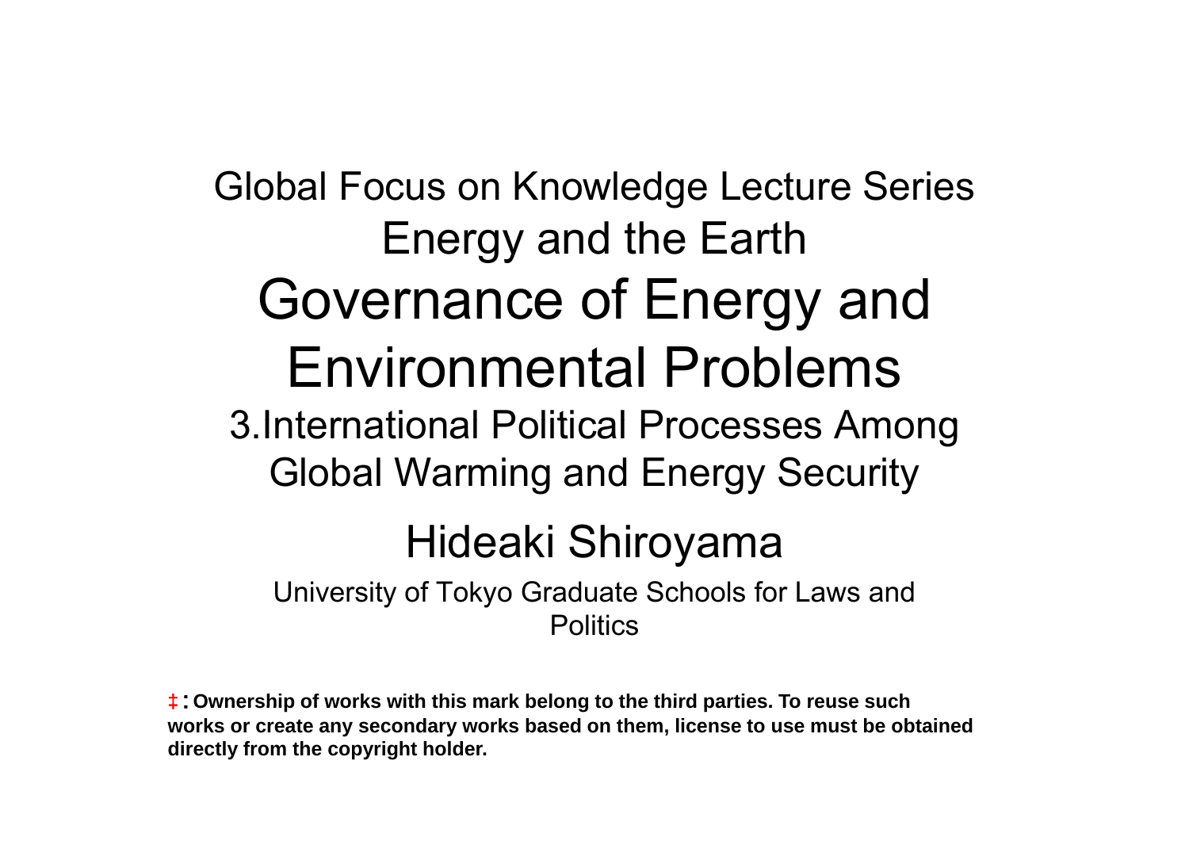Global Focus on Knowledge Lecture Series

Energy and the Earth

# Governance of Energy and Environmental Problems

## 3.International Political Processes Among Global Warming and Energy Security

### Hideaki Shiroyama

University of Tokyo Graduate Schools for Laws and Politics

**‡：Ownership of works with this mark belong to the third parties. To reuse such works or create any secondary works based on them, license to use must be obtained directly from the copyright holder.**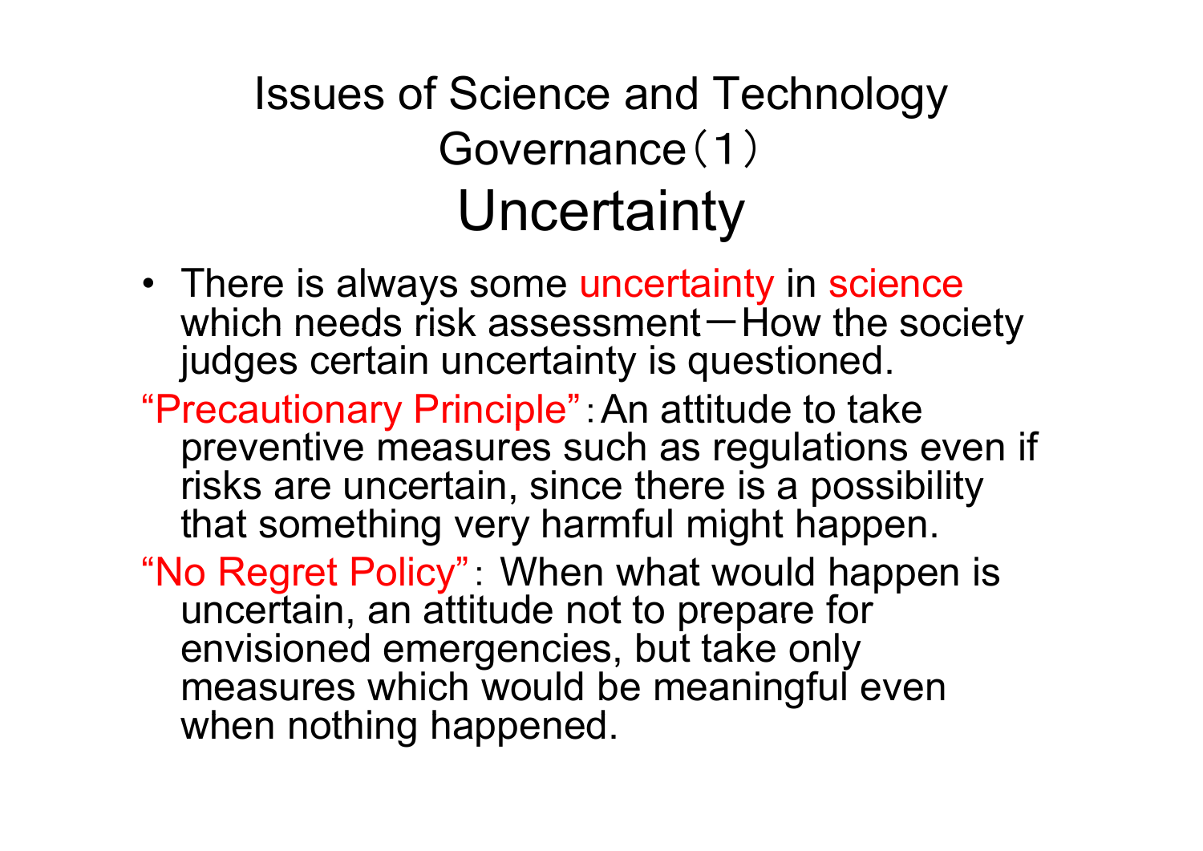# Issues of Science and Technology Governance（1）

## Uncertainty

- There is always some uncertainty in science which needs risk assessment－How the society judges certain uncertainty is questioned.

“Precautionary Principle”：An attitude to take preventive measures such as regulations even if risks are uncertain, since there is a possibility that something very harmful might happen.

“No Regret Policy”： When what would happen is uncertain, an attitude not to prepare for envisioned emergencies, but take only measures which would be meaningful even when nothing happened.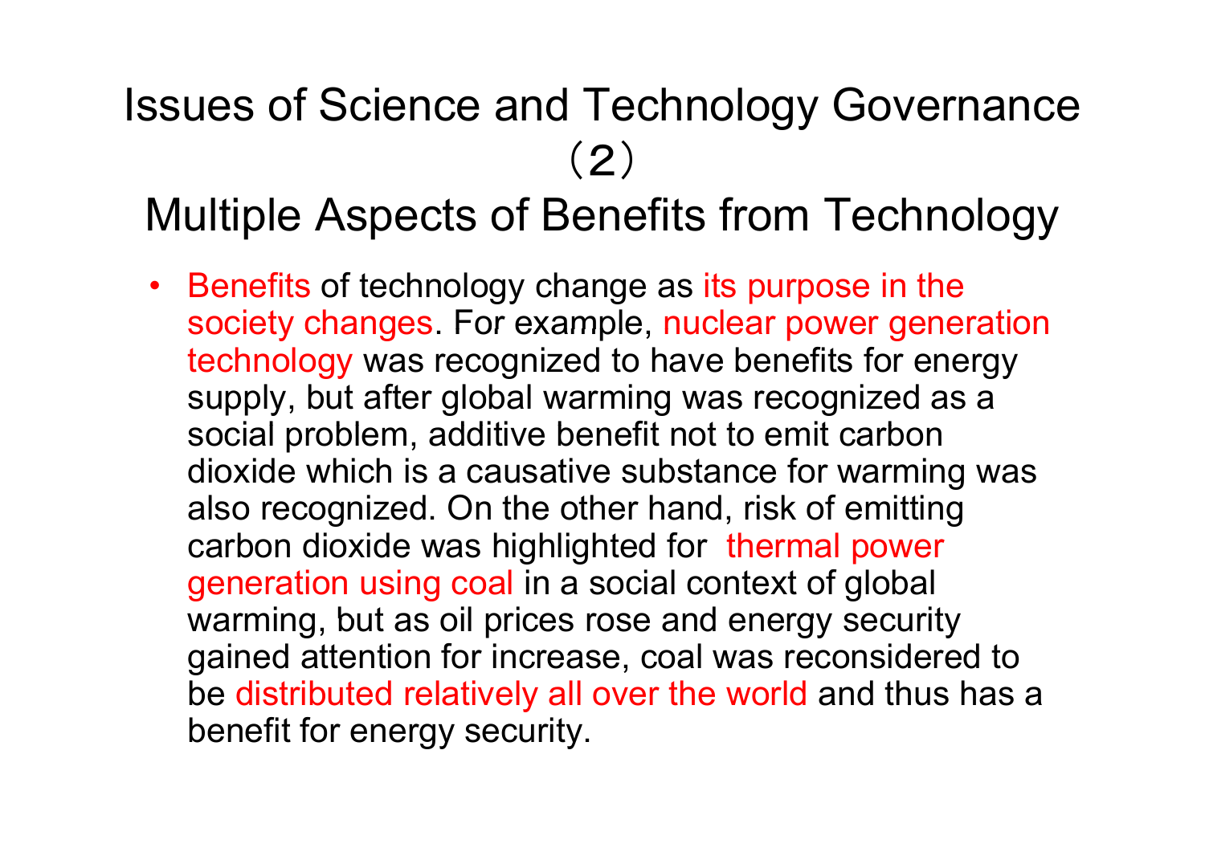# Issues of Science and Technology Governance （2）

## Multiple Aspects of Benefits from Technology

- Benefits of technology change as its purpose in the society changes. For example, nuclear power generation technology was recognized to have benefits for energy supply, but after global warming was recognized as a social problem, additive benefit not to emit carbon dioxide which is a causative substance for warming was also recognized. On the other hand, risk of emitting carbon dioxide was highlighted for thermal power generation using coal in a social context of global warming, but as oil prices rose and energy security gained attention for increase, coal was reconsidered to be distributed relatively all over the world and thus has a benefit for energy security.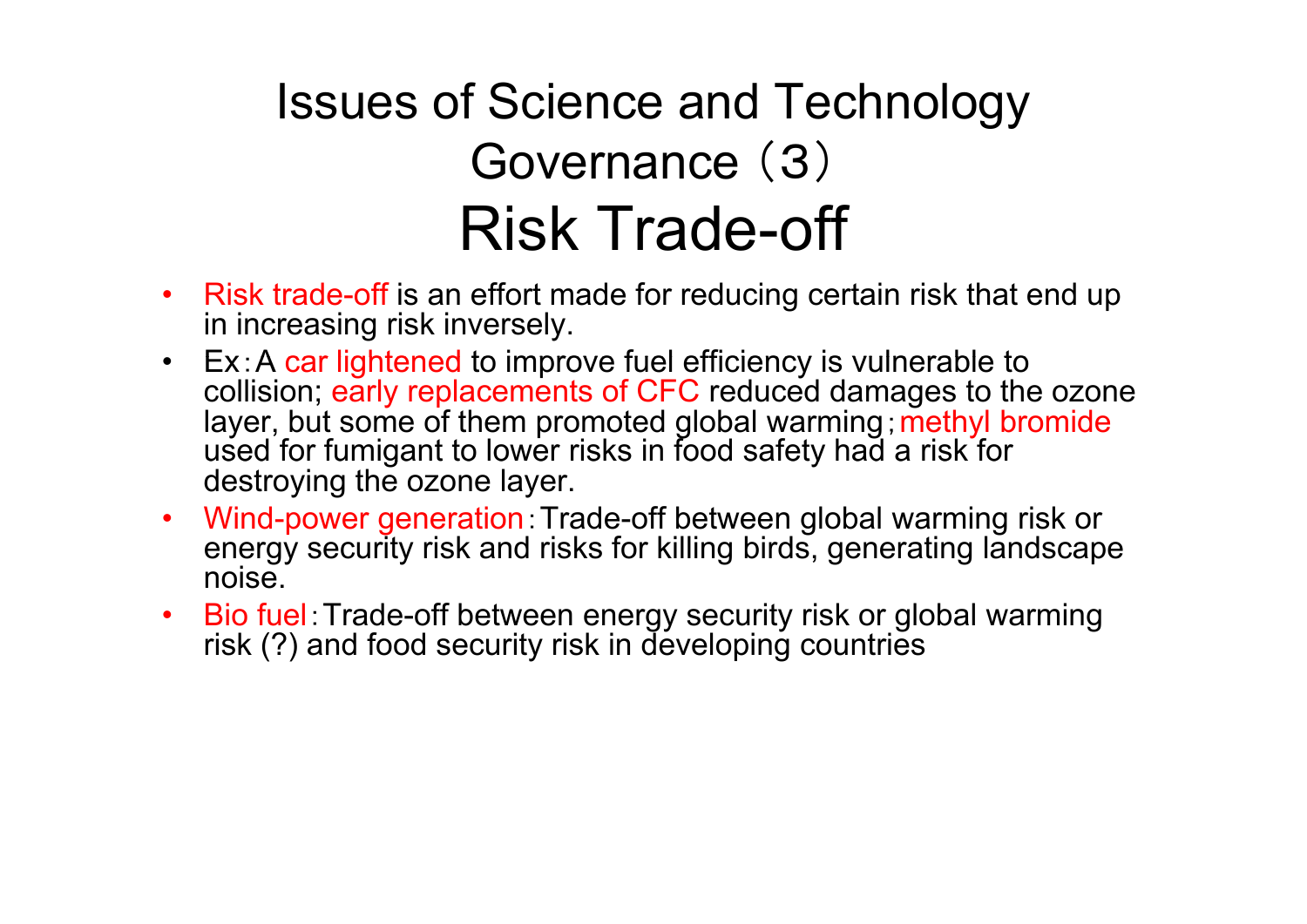# Issues of Science and Technology Governance（3）

## Risk Trade-off

- Risk trade-off is an effort made for reducing certain risk that end up in increasing risk inversely.
- Ex：A car lightened to improve fuel efficiency is vulnerable to collision; early replacements of CFC reduced damages to the ozone layer, but some of them promoted global warming；methyl bromide used for fumigant to lower risks in food safety had a risk for destroying the ozone layer.
- Wind-power generation：Trade-off between global warming risk or energy security risk and risks for killing birds, generating landscape noise.
- Bio fuel：Trade-off between energy security risk or global warming risk (?) and food security risk in developing countries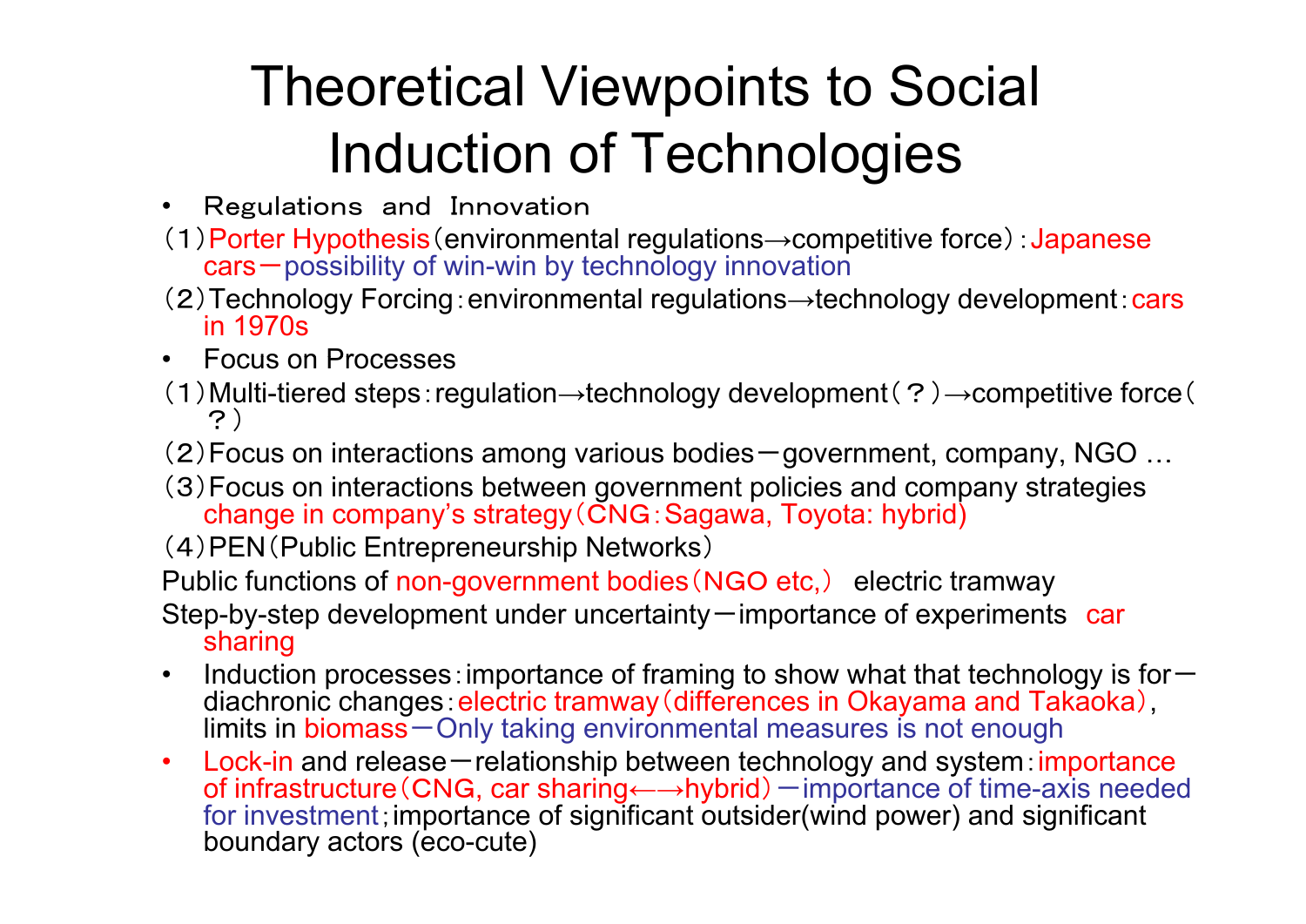# Theoretical Viewpoints to Social Induction of Technologies

- Regulations and Innovation

（1）Porter Hypothesis（environmental regulations→competitive force）：Japanese cars－possibility of win-win by technology innovation

（2）Technology Forcing：environmental regulations→technology development：cars in 1970s

- Focus on Processes

（1）Multi-tiered steps：regulation→technology development（？）→competitive force（？）

（2）Focus on interactions among various bodies－government, company, NGO …

（3）Focus on interactions between government policies and company strategies change in company's strategy（CNG：Sagawa, Toyota: hybrid）

（4）PEN（Public Entrepreneurship Networks）

Public functions of non-government bodies（NGO etc,） electric tramway

Step-by-step development under uncertainty－importance of experiments car sharing

- Induction processes：importance of framing to show what that technology is for－diachronic changes：electric tramway（differences in Okayama and Takaoka）, limits in biomass－Only taking environmental measures is not enough
- Lock-in and release－relationship between technology and system：importance of infrastructure（CNG, car sharing←→hybrid）－importance of time-axis needed for investment；importance of significant outsider(wind power) and significant boundary actors (eco-cute)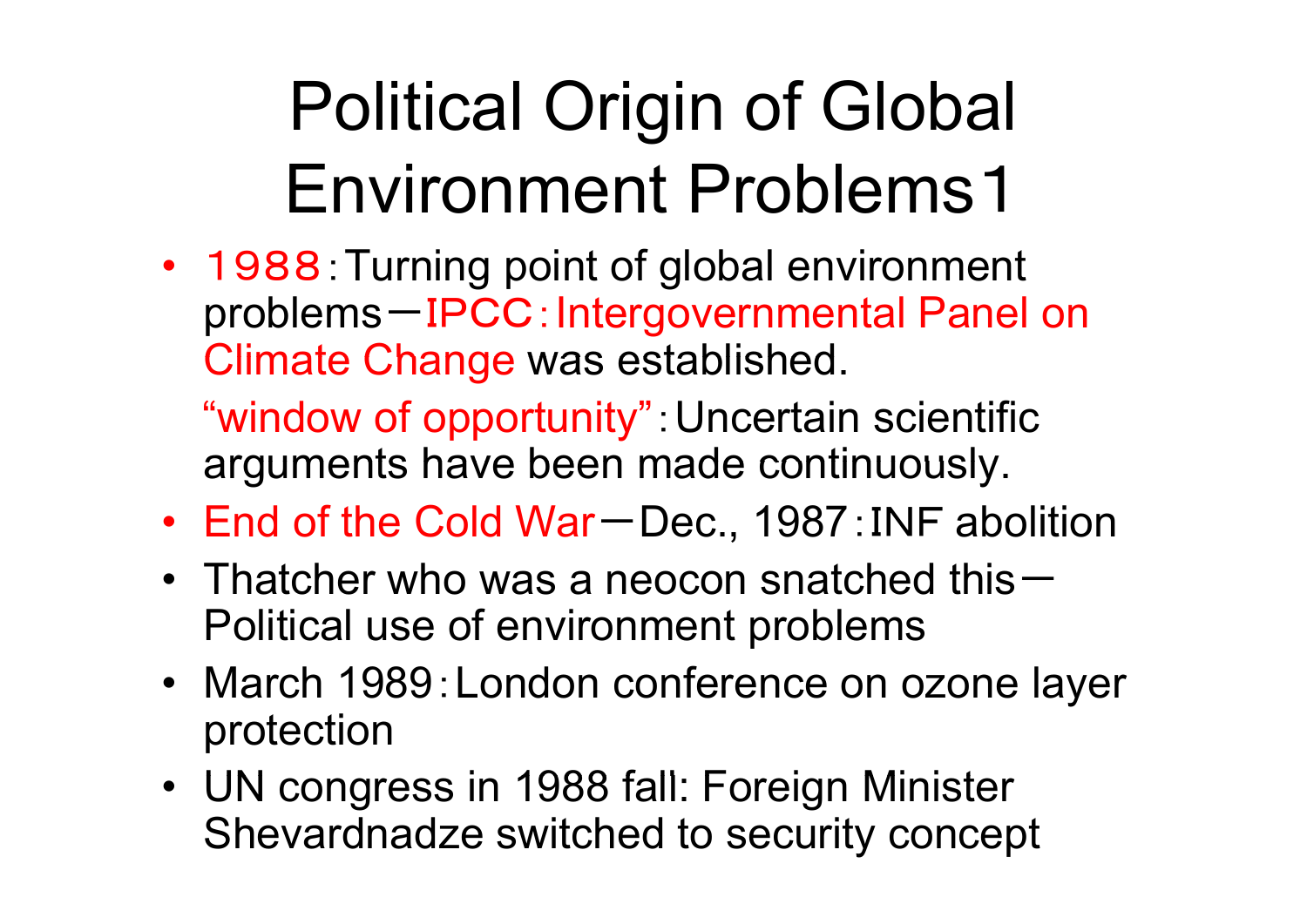# Political Origin of Global Environment Problems1

- １９８８：Turning point of global environment problems－IPCC：Intergovernmental Panel on Climate Change was established.

  “window of opportunity”：Uncertain scientific arguments have been made continuously.

- End of the Cold War－Dec., 1987：INF abolition
- Thatcher who was a neocon snatched this－Political use of environment problems
- March 1989：London conference on ozone layer protection
- UN congress in 1988 fall: Foreign Minister Shevardnadze switched to security concept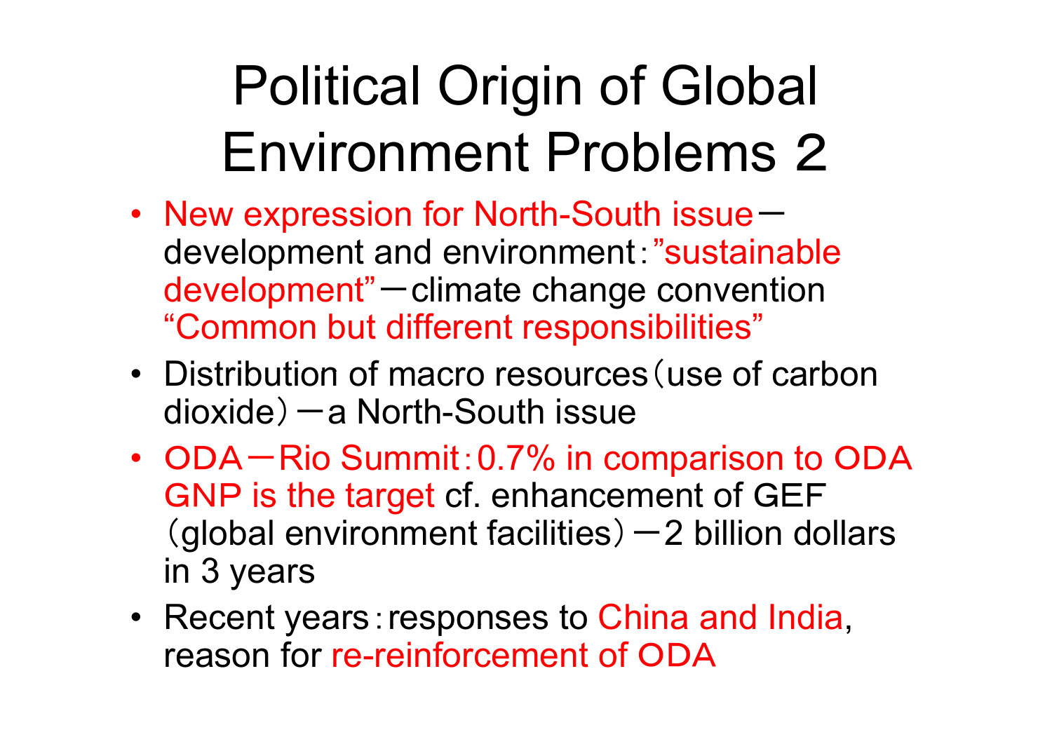# Political Origin of Global Environment Problems 2

- New expression for North-South issue－development and environment：”sustainable development”－climate change convention “Common but different responsibilities”
- Distribution of macro resources（use of carbon dioxide）－a North-South issue
- ODA－Rio Summit：0.7% in comparison to ODA GNP is the target cf. enhancement of GEF（global environment facilities）－2 billion dollars in 3 years
- Recent years：responses to China and India, reason for re-reinforcement of ODA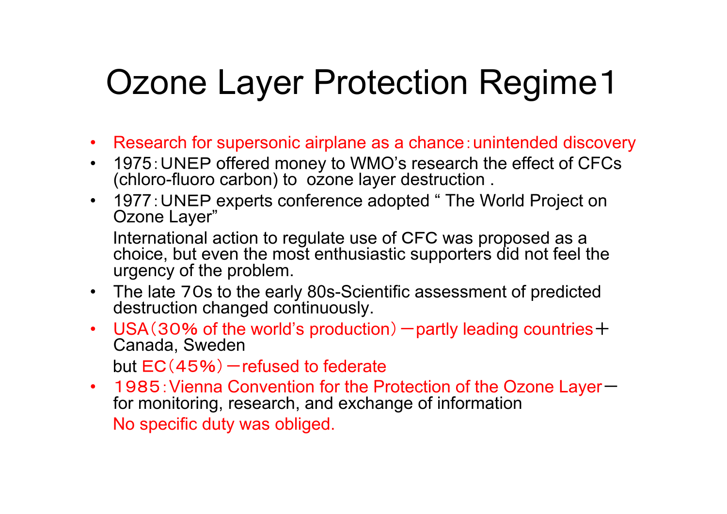# Ozone Layer Protection Regime1

- Research for supersonic airplane as a chance：unintended discovery
- 1975：UNEP offered money to WMO's research the effect of CFCs (chloro-fluoro carbon) to ozone layer destruction .
- 1977：UNEP experts conference adopted " The World Project on Ozone Layer"

  International action to regulate use of CFC was proposed as a choice, but even the most enthusiastic supporters did not feel the urgency of the problem.
- The late 70s to the early 80s-Scientific assessment of predicted destruction changed continuously.
- USA（30% of the world's production）－partly leading countries＋ Canada, Sweden

  but EC（45%）－refused to federate
- 1985：Vienna Convention for the Protection of the Ozone Layer－ for monitoring, research, and exchange of information

  No specific duty was obliged.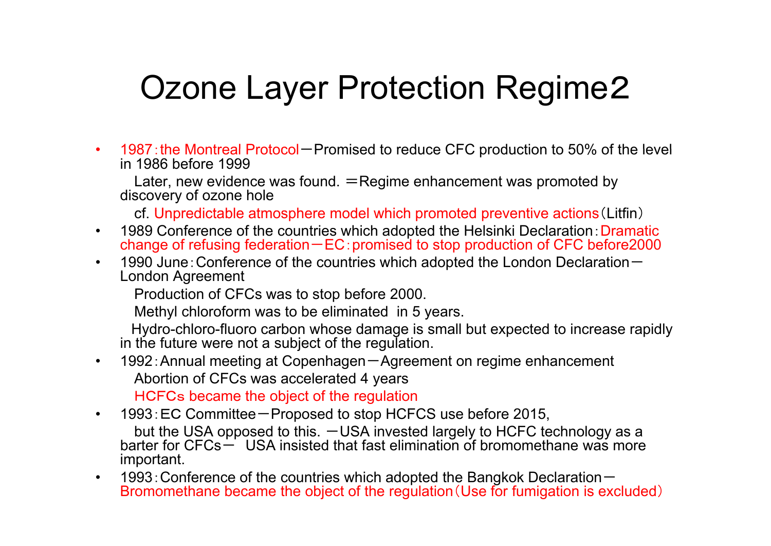# Ozone Layer Protection Regime2

- 1987：the Montreal Protocol－Promised to reduce CFC production to 50% of the level in 1986 before 1999

  Later, new evidence was found. ＝Regime enhancement was promoted by discovery of ozone hole

  cf. Unpredictable atmosphere model which promoted preventive actions（Litfin）
- 1989 Conference of the countries which adopted the Helsinki Declaration：Dramatic change of refusing federation－EC：promised to stop production of CFC before2000
- 1990 June：Conference of the countries which adopted the London Declaration－London Agreement

  Production of CFCs was to stop before 2000.

  Methyl chloroform was to be eliminated in 5 years.

  Hydro-chloro-fluoro carbon whose damage is small but expected to increase rapidly in the future were not a subject of the regulation.
- 1992：Annual meeting at Copenhagen－Agreement on regime enhancement

  Abortion of CFCs was accelerated 4 years

  HCFCs became the object of the regulation
- 1993：EC Committee－Proposed to stop HCFCS use before 2015,

  but the USA opposed to this. －USA invested largely to HCFC technology as a barter for CFCs－ USA insisted that fast elimination of bromomethane was more important.
- 1993：Conference of the countries which adopted the Bangkok Declaration－Bromomethane became the object of the regulation（Use for fumigation is excluded）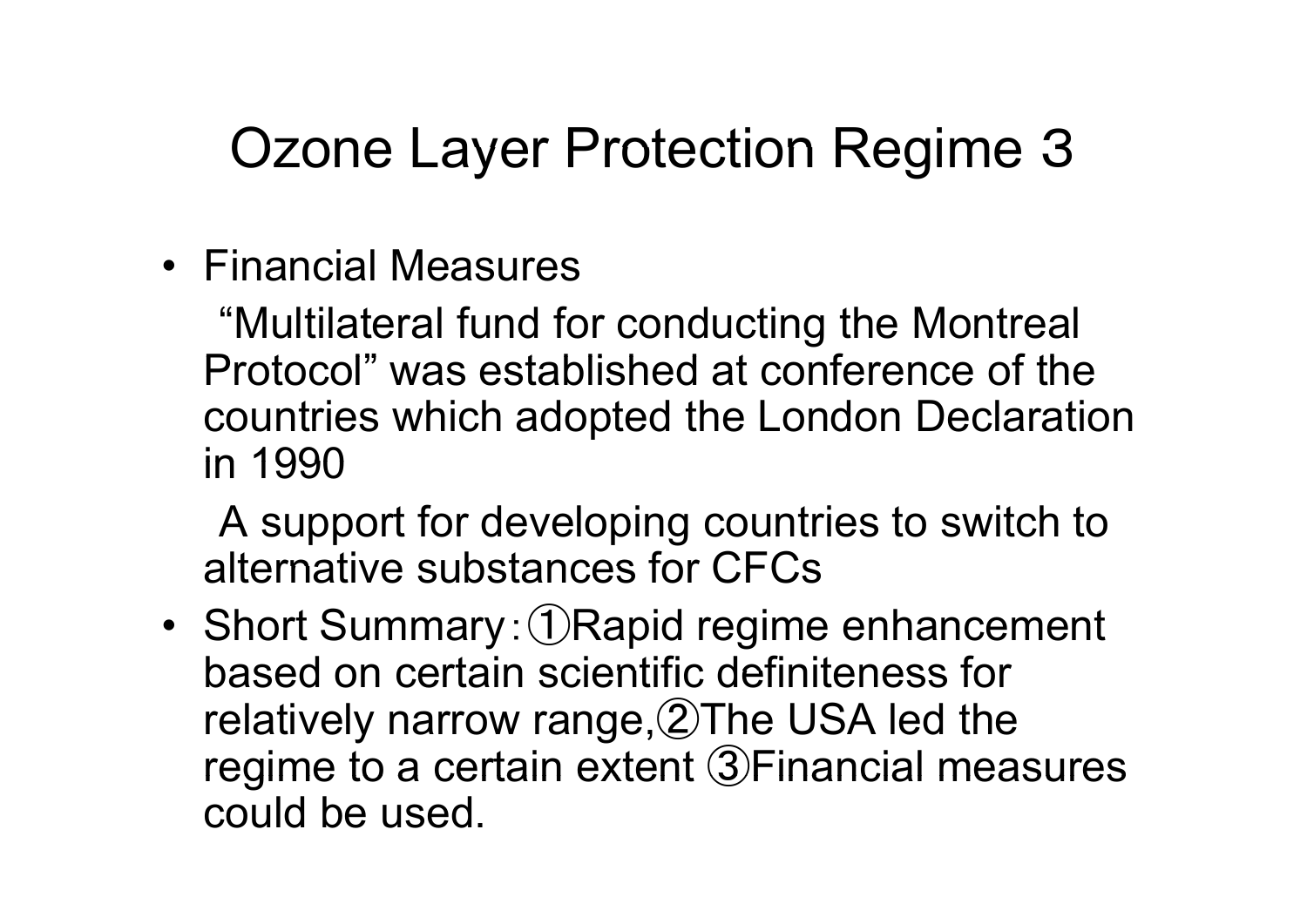# Ozone Layer Protection Regime 3

- Financial Measures

  "Multilateral fund for conducting the Montreal Protocol" was established at conference of the countries which adopted the London Declaration in 1990

  A support for developing countries to switch to alternative substances for CFCs

- Short Summary：①Rapid regime enhancement based on certain scientific definiteness for relatively narrow range,②The USA led the regime to a certain extent ③Financial measures could be used.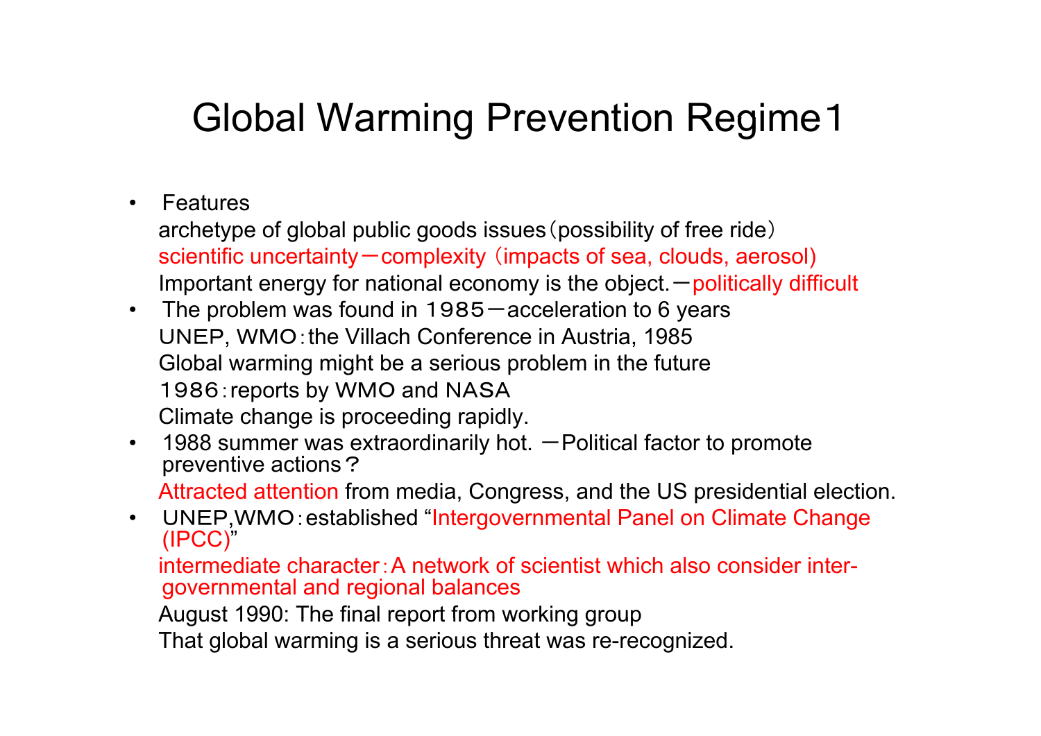# Global Warming Prevention Regime1

- Features
  archetype of global public goods issues（possibility of free ride）
  scientific uncertainty－complexity（impacts of sea, clouds, aerosol)
  Important energy for national economy is the object.－politically difficult
- The problem was found in １９８５－acceleration to 6 years
  UNEP, WMO：the Villach Conference in Austria, 1985
  Global warming might be a serious problem in the future
  １９８６：reports by WMO and NASA
  Climate change is proceeding rapidly.
- 1988 summer was extraordinarily hot. －Political factor to promote preventive actions？
  Attracted attention from media, Congress, and the US presidential election.
- UNEP,WMO：established "Intergovernmental Panel on Climate Change (IPCC)"
  intermediate character：A network of scientist which also consider inter-governmental and regional balances
  August 1990: The final report from working group
  That global warming is a serious threat was re-recognized.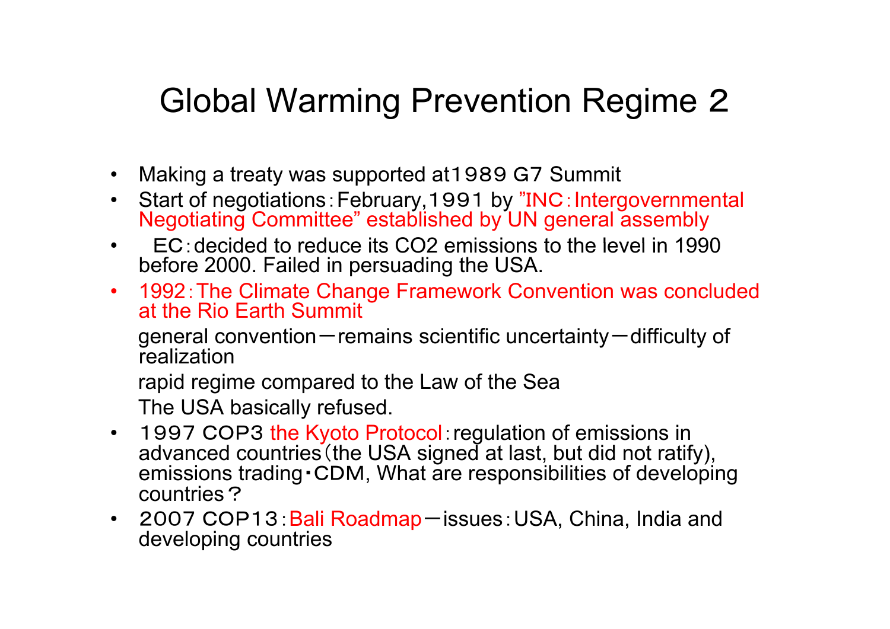# Global Warming Prevention Regime 2

- Making a treaty was supported at1989 G7 Summit
- Start of negotiations：February,1991 by "INC：Intergovernmental Negotiating Committee" established by UN general assembly
- EC：decided to reduce its $CO_2$ emissions to the level in 1990 before 2000. Failed in persuading the USA.
- 1992：The Climate Change Framework Convention was concluded at the Rio Earth Summit

  general convention－remains scientific uncertainty－difficulty of realization

  rapid regime compared to the Law of the Sea

  The USA basically refused.
- 1997 COP3 the Kyoto Protocol：regulation of emissions in advanced countries（the USA signed at last, but did not ratify), emissions trading・CDM, What are responsibilities of developing countries？
- 2007 COP13：Bali Roadmap－issues：USA, China, India and developing countries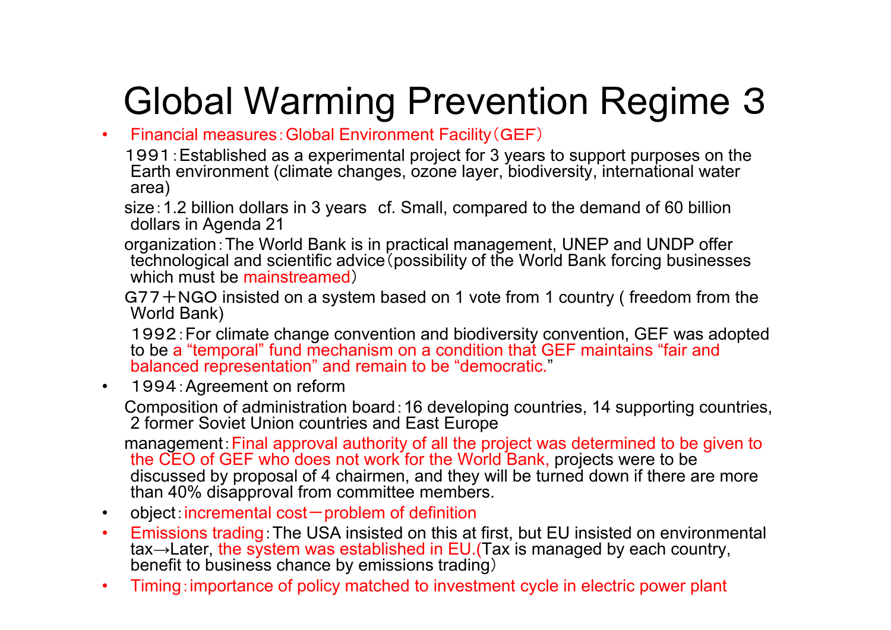# Global Warming Prevention Regime 3

- Financial measures：Global Environment Facility（GEF）

  １９９１：Established as a experimental project for 3 years to support purposes on the Earth environment (climate changes, ozone layer, biodiversity, international water area)

  size：1.2 billion dollars in 3 years　cf. Small, compared to the demand of 60 billion dollars in Agenda 21

  organization：The World Bank is in practical management, UNEP and UNDP offer technological and scientific advice（possibility of the World Bank forcing businesses which must be mainstreamed）

  G77＋NGO insisted on a system based on 1 vote from 1 country ( freedom from the World Bank)

  １９９２：For climate change convention and biodiversity convention, GEF was adopted to be a "temporal" fund mechanism on a condition that GEF maintains "fair and balanced representation" and remain to be "democratic."

- １９９４：Agreement on reform

  Composition of administration board：16 developing countries, 14 supporting countries, 2 former Soviet Union countries and East Europe

  management：Final approval authority of all the project was determined to be given to the CEO of GEF who does not work for the World Bank, projects were to be discussed by proposal of 4 chairmen, and they will be turned down if there are more than 40% disapproval from committee members.

- object：incremental cost－problem of definition
- Emissions trading：The USA insisted on this at first, but EU insisted on environmental tax→Later, the system was established in EU.(Tax is managed by each country, benefit to business chance by emissions trading）
- Timing：importance of policy matched to investment cycle in electric power plant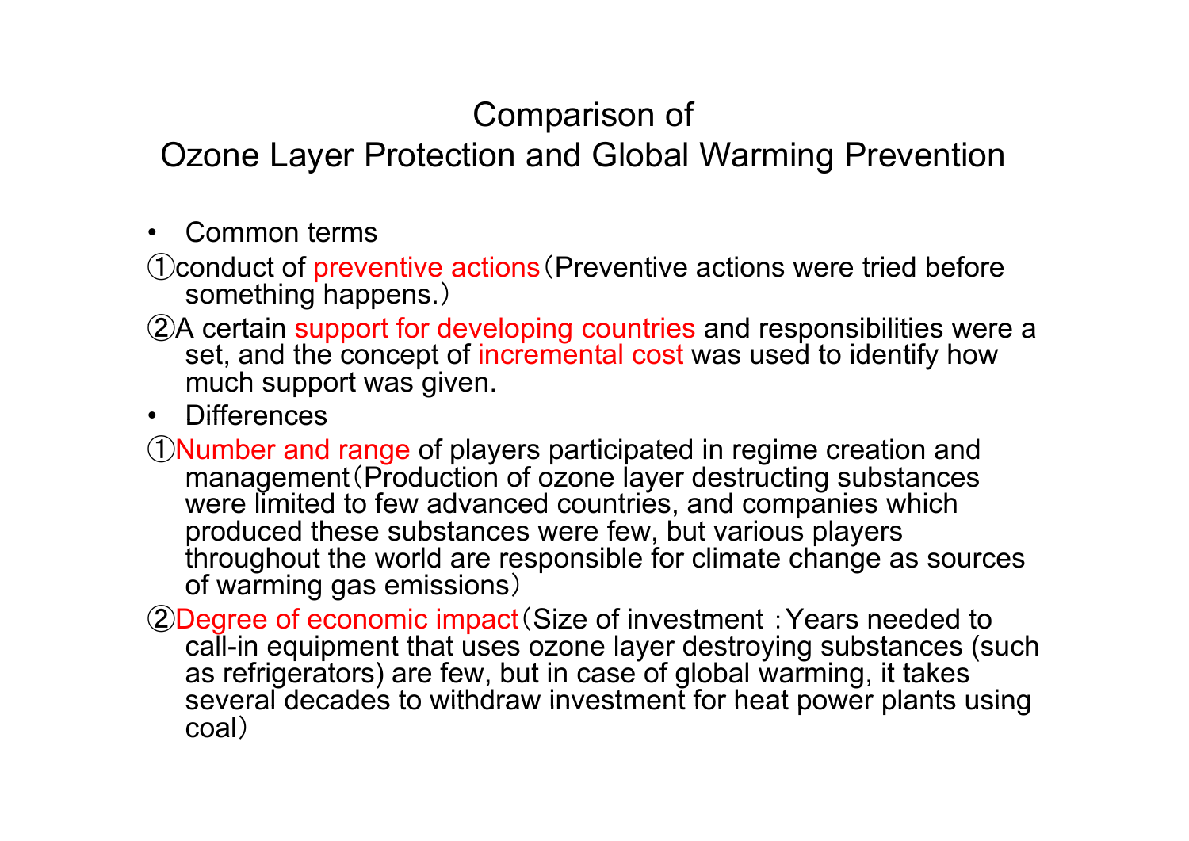# Comparison of Ozone Layer Protection and Global Warming Prevention

- Common terms

①conduct of preventive actions（Preventive actions were tried before something happens.）

②A certain support for developing countries and responsibilities were a set, and the concept of incremental cost was used to identify how much support was given.

- Differences

①Number and range of players participated in regime creation and management（Production of ozone layer destructing substances were limited to few advanced countries, and companies which produced these substances were few, but various players throughout the world are responsible for climate change as sources of warming gas emissions）

②Degree of economic impact（Size of investment ：Years needed to call-in equipment that uses ozone layer destroying substances (such as refrigerators) are few, but in case of global warming, it takes several decades to withdraw investment for heat power plants using coal）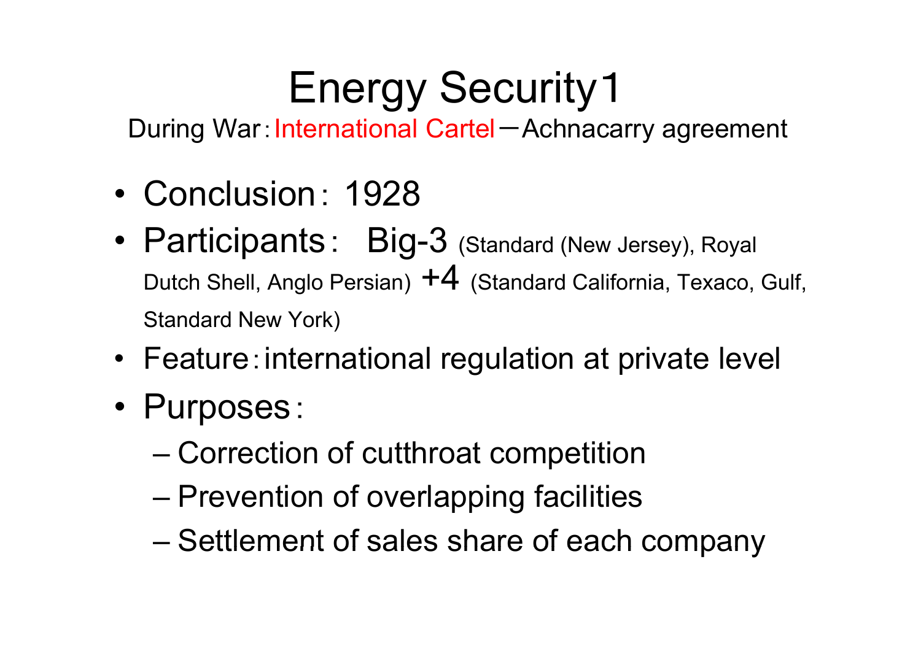# Energy Security1

During War：International Cartel－Achnacarry agreement

- Conclusion： 1928
- Participants： Big-3 (Standard (New Jersey), Royal Dutch Shell, Anglo Persian) +4 (Standard California, Texaco, Gulf, Standard New York)
- Feature：international regulation at private level
- Purposes：
  - Correction of cutthroat competition
  - Prevention of overlapping facilities
  - Settlement of sales share of each company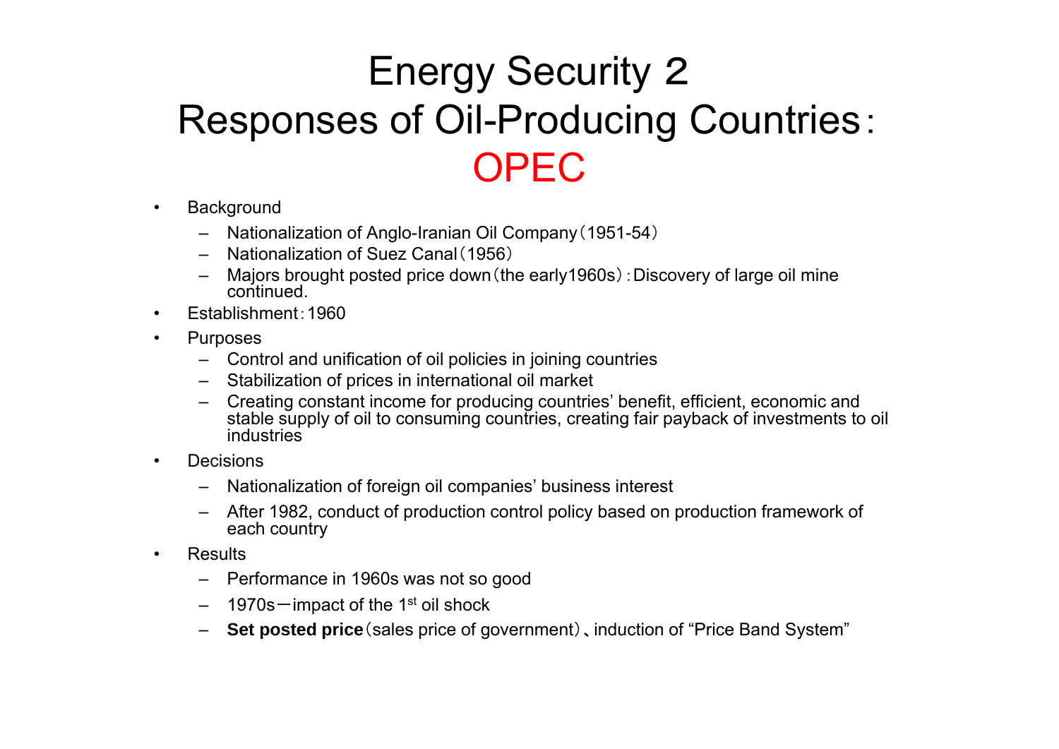# Energy Security 2
# Responses of Oil-Producing Countries：OPEC

- Background
  - Nationalization of Anglo-Iranian Oil Company（1951-54）
  - Nationalization of Suez Canal（1956）
  - Majors brought posted price down（the early1960s）：Discovery of large oil mine continued.
- Establishment：1960
- Purposes
  - Control and unification of oil policies in joining countries
  - Stabilization of prices in international oil market
  - Creating constant income for producing countries' benefit, efficient, economic and stable supply of oil to consuming countries, creating fair payback of investments to oil industries
- Decisions
  - Nationalization of foreign oil companies' business interest
  - After 1982, conduct of production control policy based on production framework of each country
- Results
  - Performance in 1960s was not so good
  - 1970s－impact of the 1st oil shock
  - **Set posted price**（sales price of government）、induction of "Price Band System"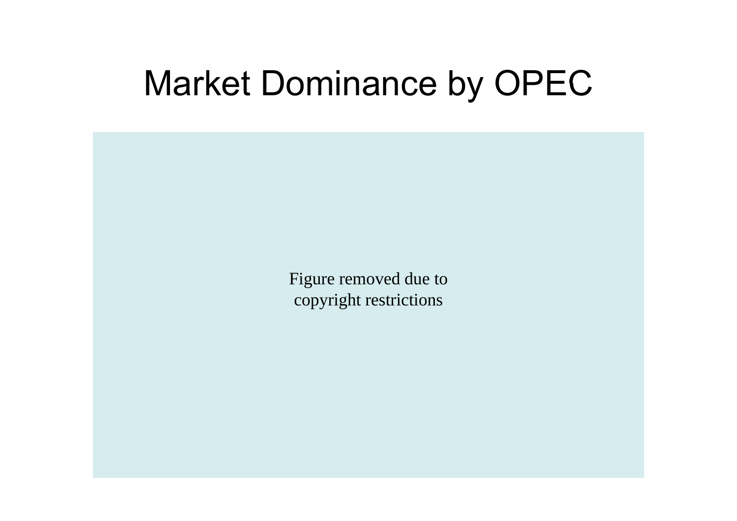# Market Dominance by OPEC

Figure removed due to copyright restrictions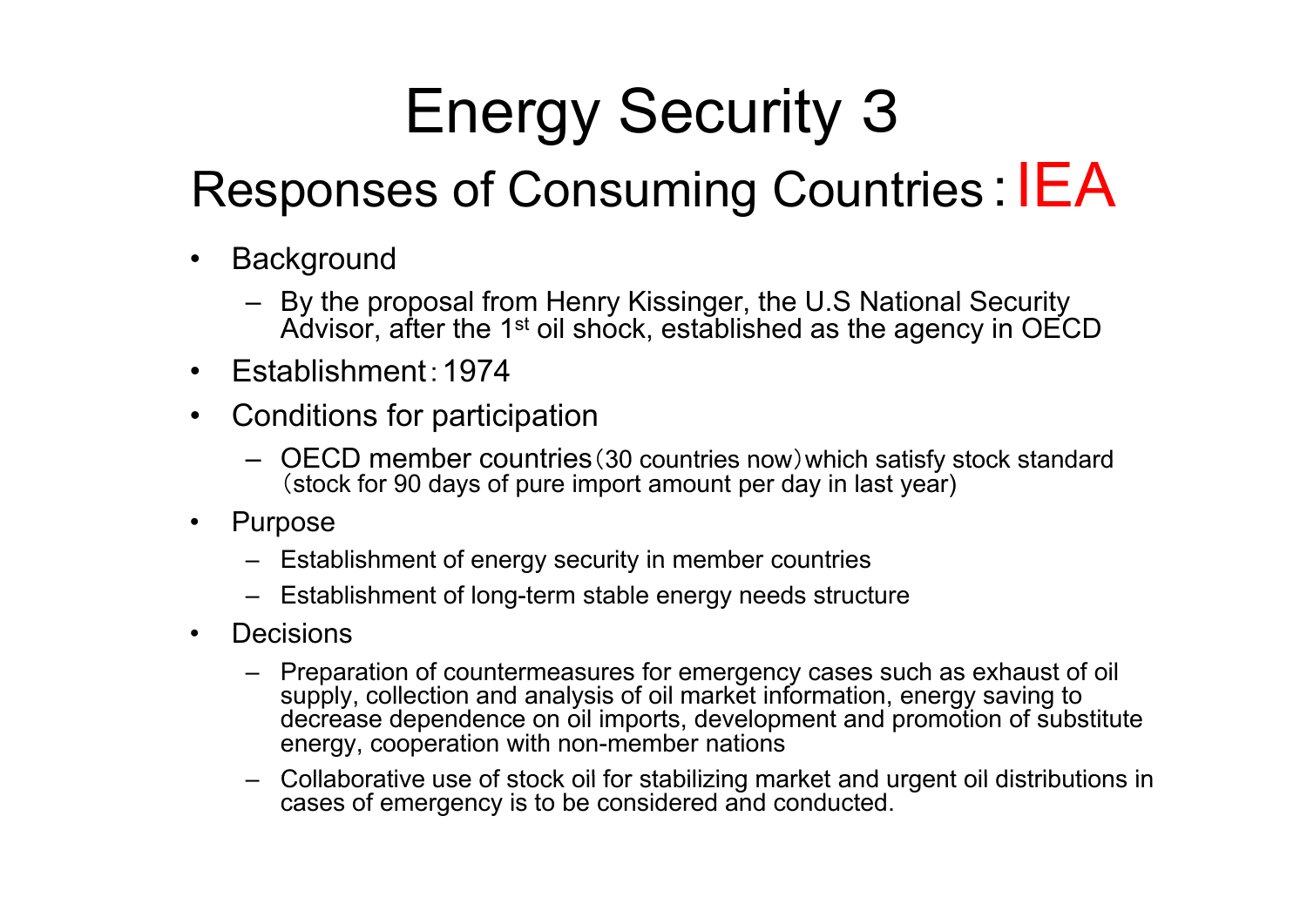# Energy Security 3

## Responses of Consuming Countries：IEA

- Background
  - By the proposal from Henry Kissinger, the U.S National Security Advisor, after the 1st oil shock, established as the agency in OECD
- Establishment：1974
- Conditions for participation
  - OECD member countries（30 countries now）which satisfy stock standard（stock for 90 days of pure import amount per day in last year)
- Purpose
  - Establishment of energy security in member countries
  - Establishment of long-term stable energy needs structure
- Decisions
  - Preparation of countermeasures for emergency cases such as exhaust of oil supply, collection and analysis of oil market information, energy saving to decrease dependence on oil imports, development and promotion of substitute energy, cooperation with non-member nations
  - Collaborative use of stock oil for stabilizing market and urgent oil distributions in cases of emergency is to be considered and conducted.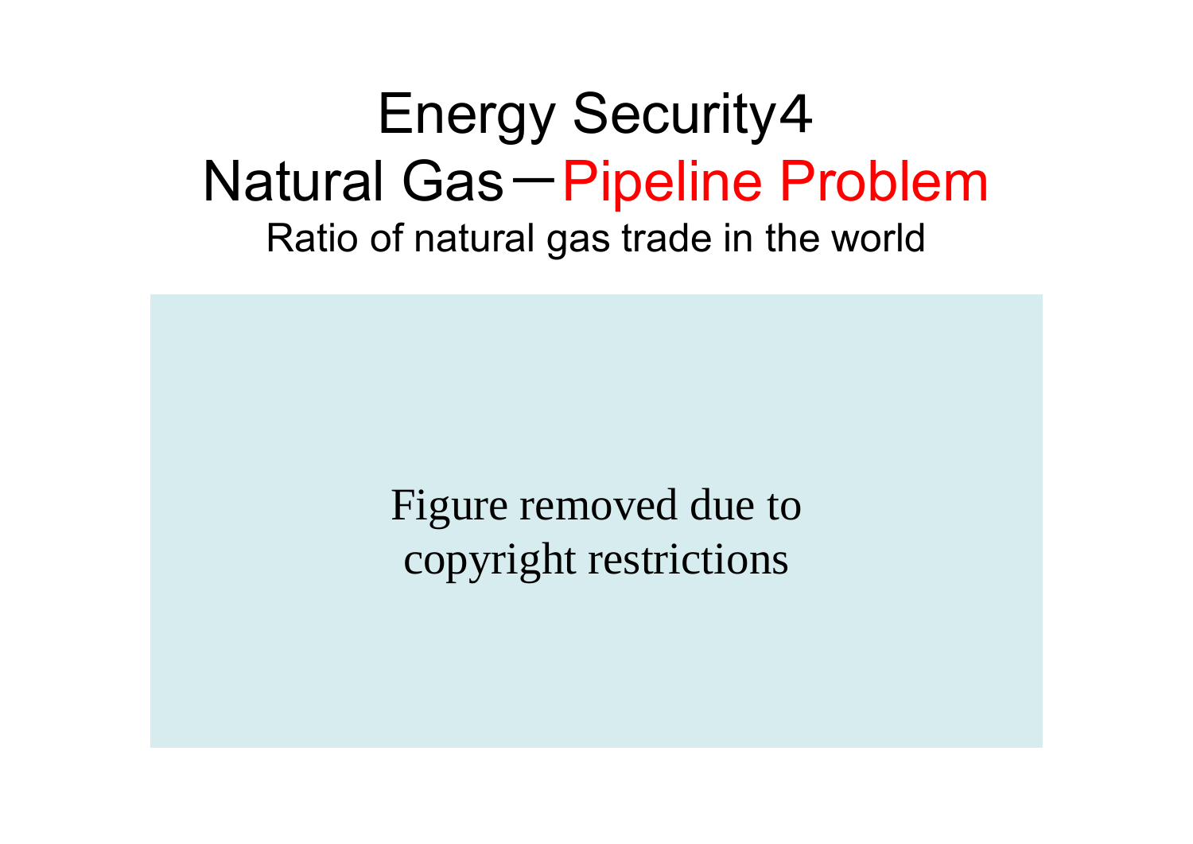# Energy Security4

## Natural Gas－Pipeline Problem

Ratio of natural gas trade in the world

Figure removed due to copyright restrictions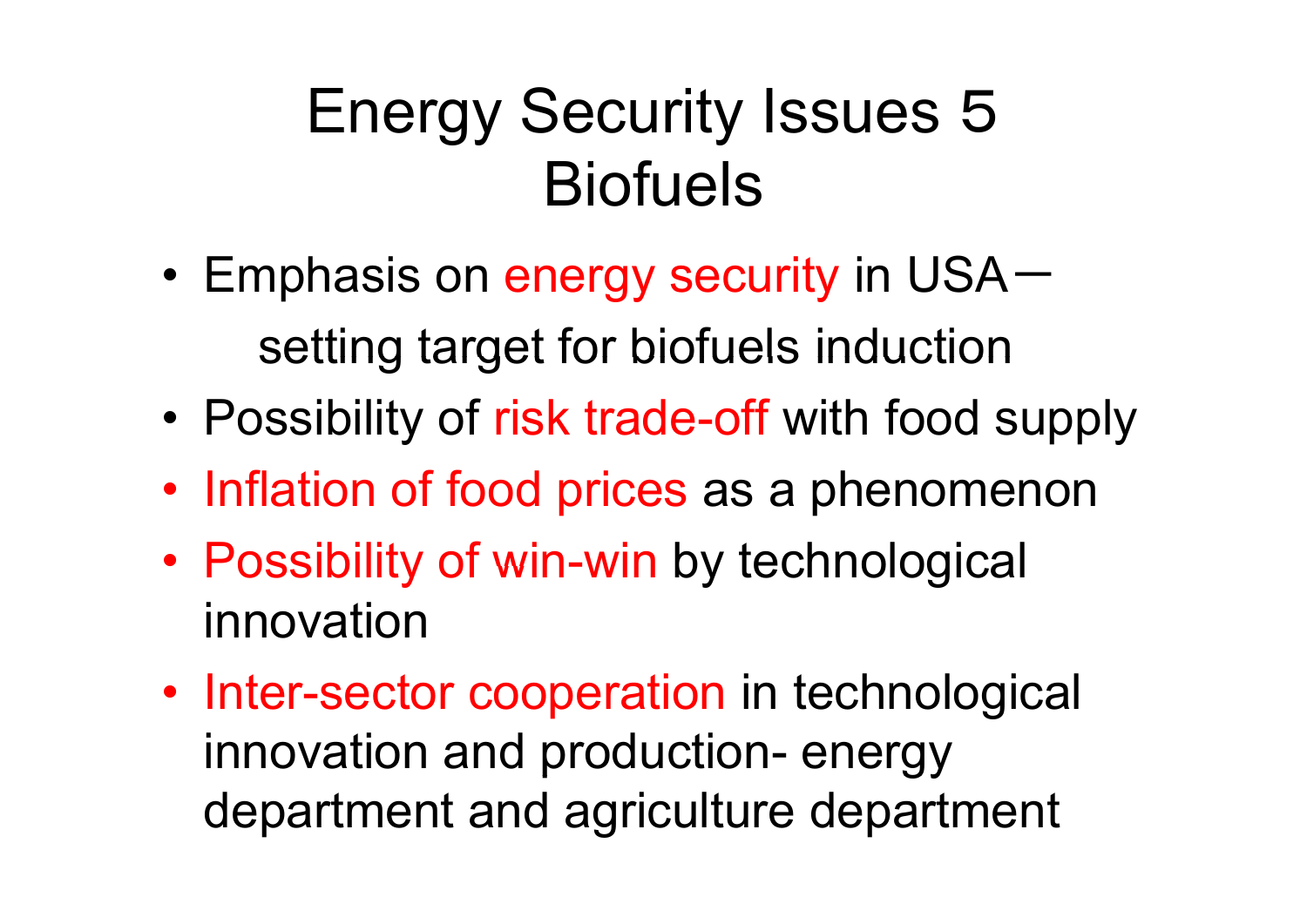# Energy Security Issues 5 Biofuels

- Emphasis on energy security in USA－ setting target for biofuels induction
- Possibility of risk trade-off with food supply
- Inflation of food prices as a phenomenon
- Possibility of win-win by technological innovation
- Inter-sector cooperation in technological innovation and production- energy department and agriculture department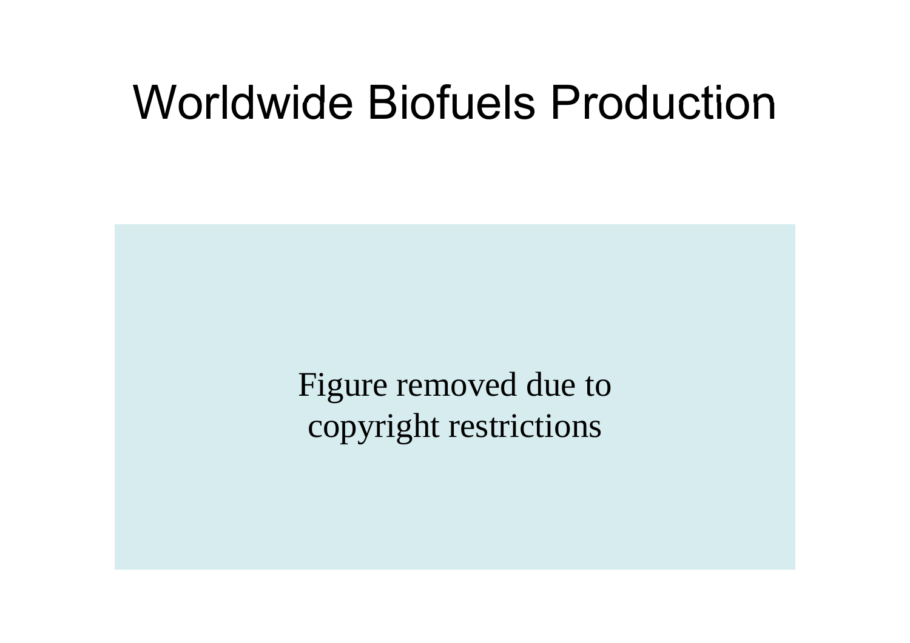# Worldwide Biofuels Production

Figure removed due to copyright restrictions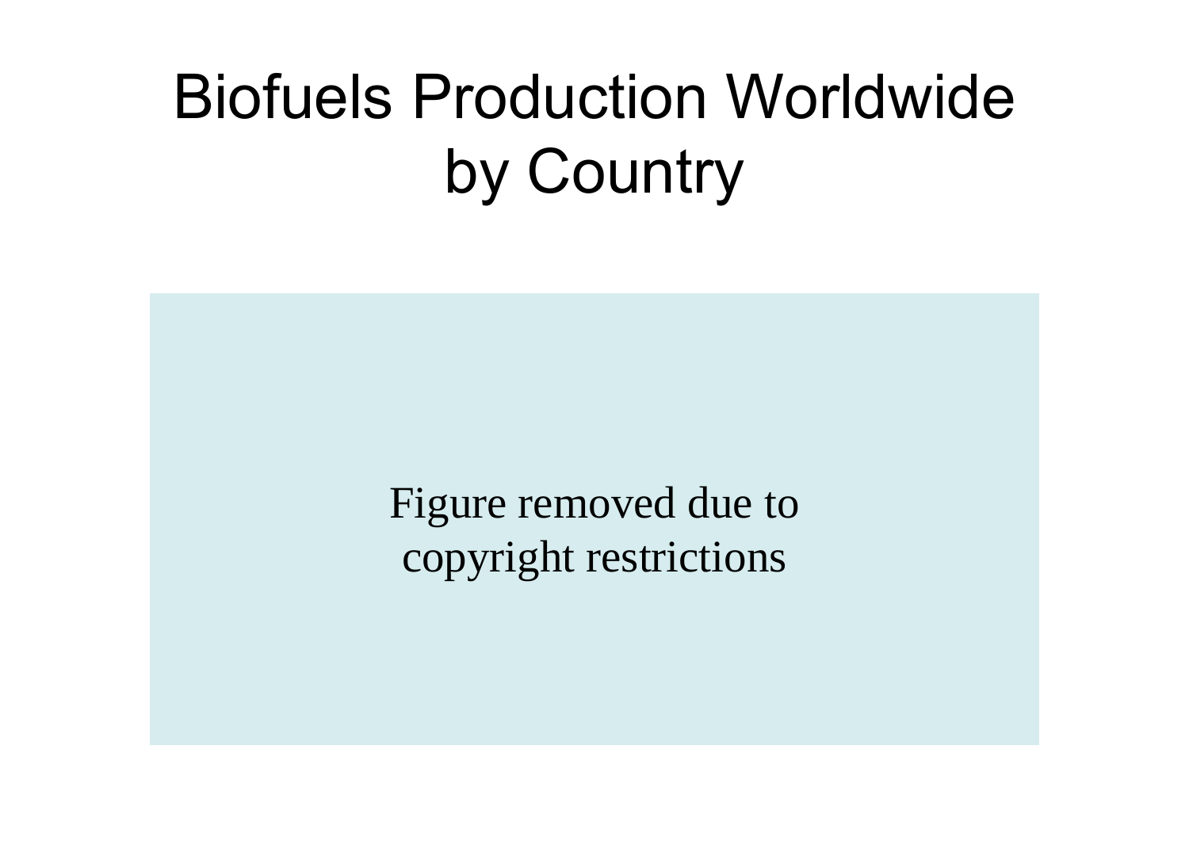# Biofuels Production Worldwide by Country

Figure removed due to copyright restrictions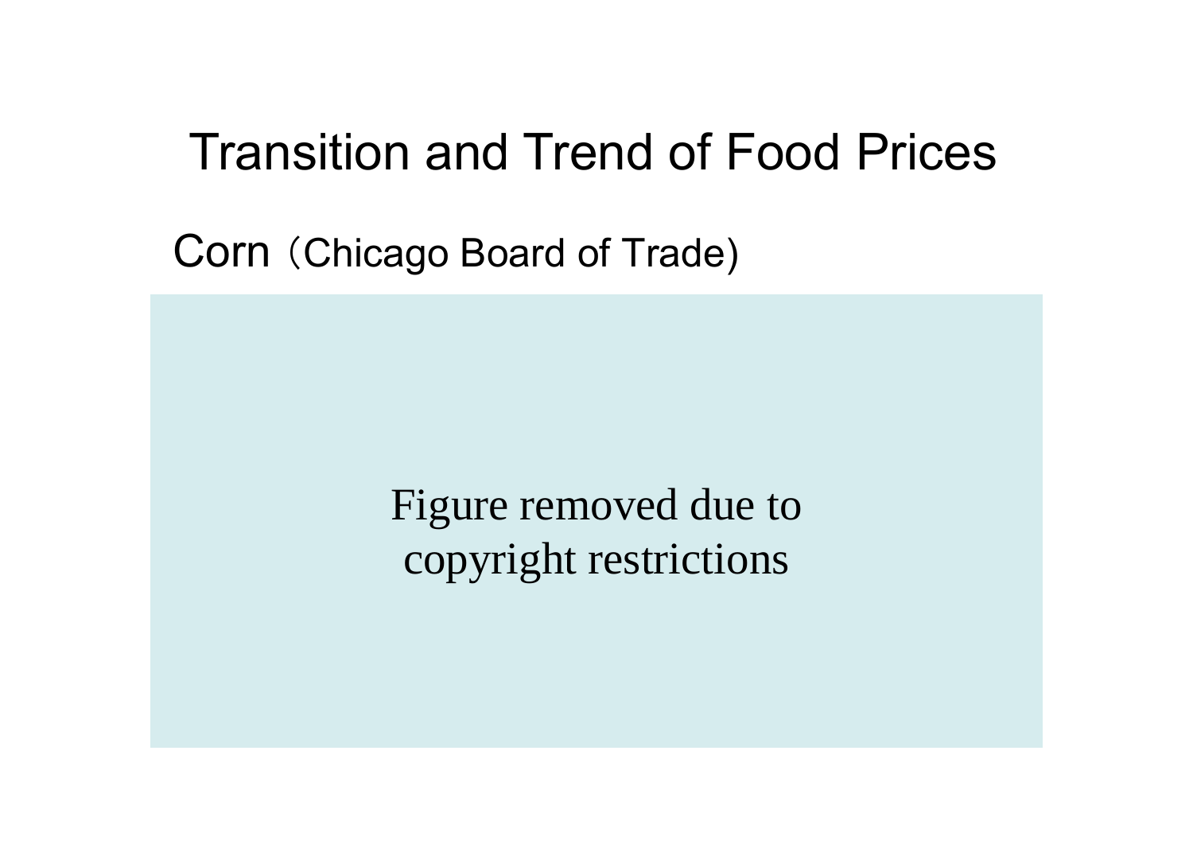# Transition and Trend of Food Prices

Corn（Chicago Board of Trade)

Figure removed due to copyright restrictions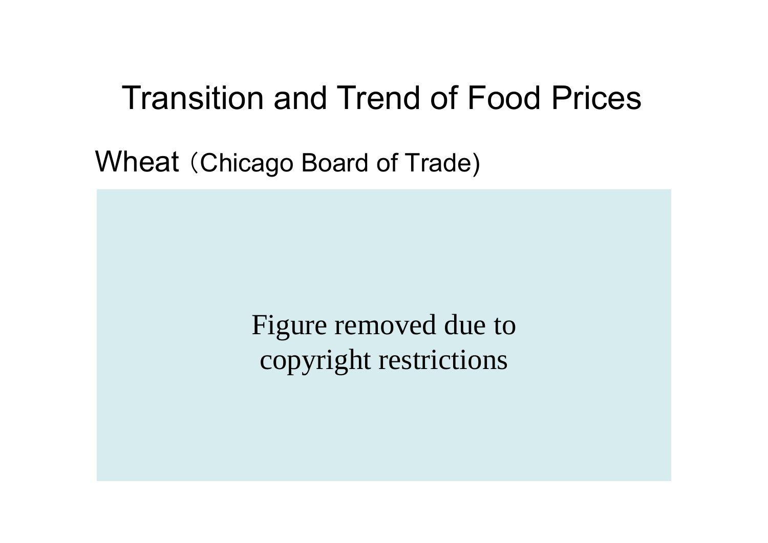# Transition and Trend of Food Prices

Wheat（Chicago Board of Trade)

Figure removed due to copyright restrictions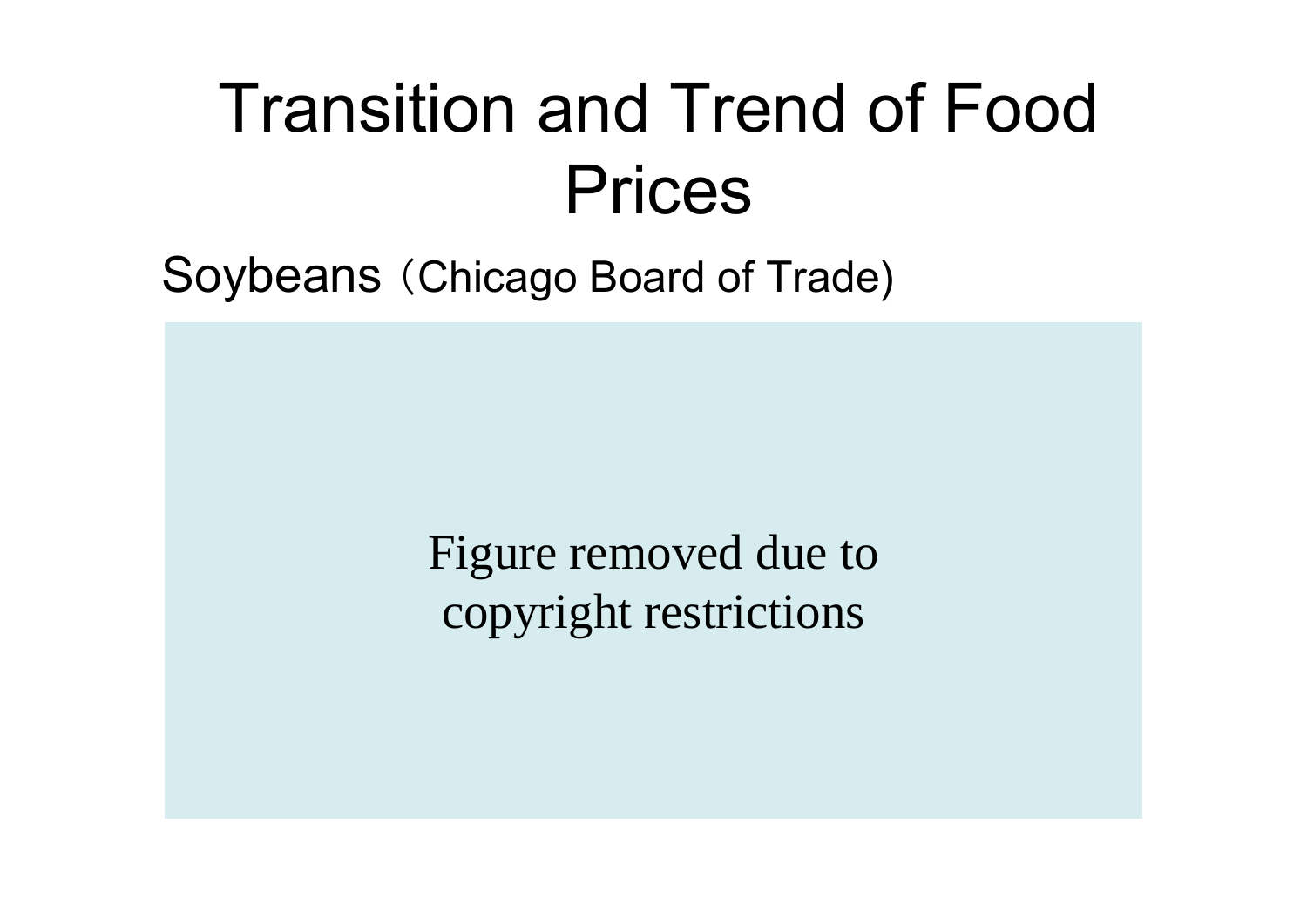# Transition and Trend of Food Prices

Soybeans（Chicago Board of Trade)

Figure removed due to copyright restrictions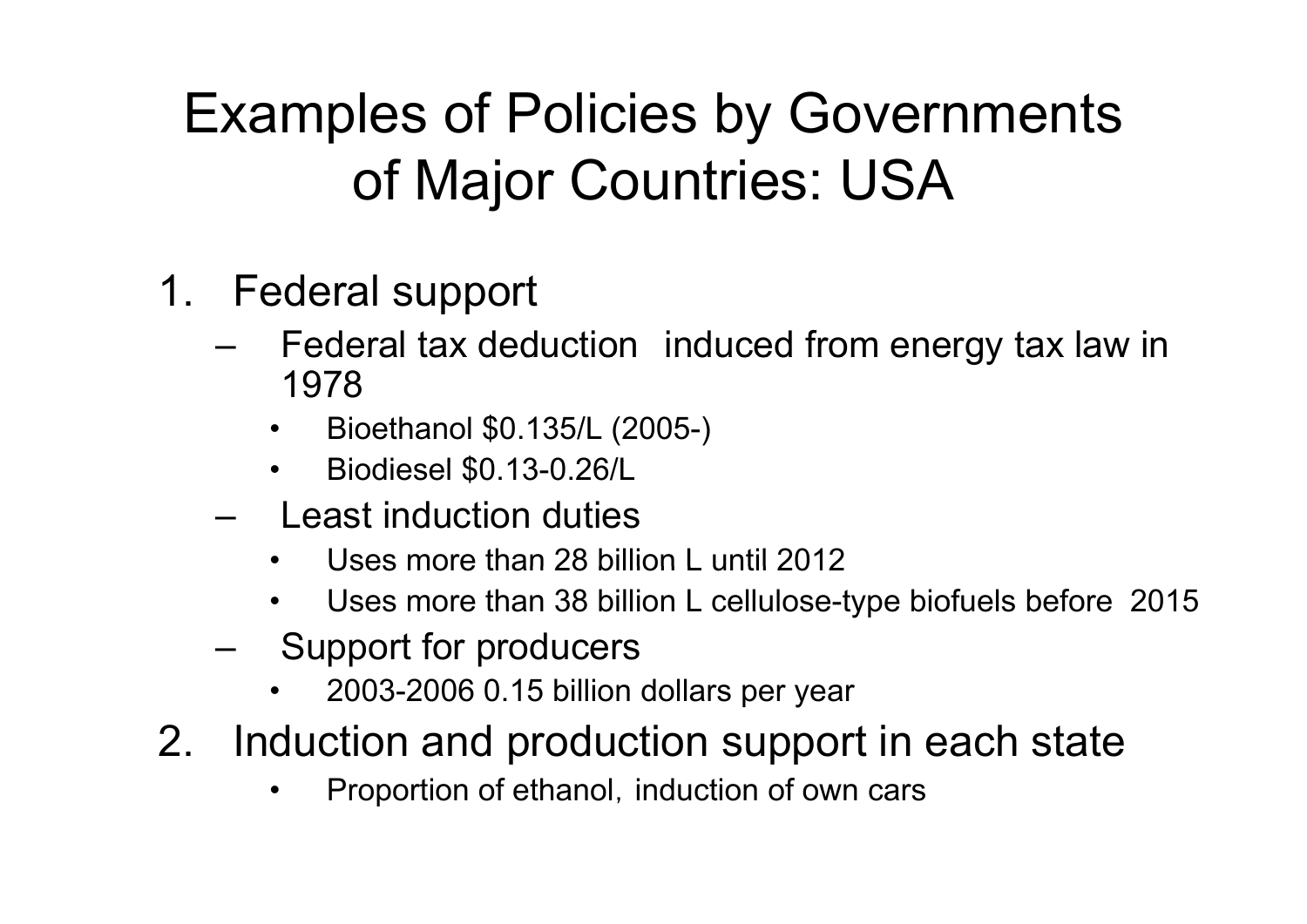# Examples of Policies by Governments of Major Countries: USA

1. Federal support
   - Federal tax deduction induced from energy tax law in 1978
     - Bioethanol $0.135/L (2005-)
     - Biodiesel $0.13-0.26/L
   - Least induction duties
     - Uses more than 28 billion L until 2012
     - Uses more than 38 billion L cellulose-type biofuels before 2015
   - Support for producers
     - 2003-2006 0.15 billion dollars per year
2. Induction and production support in each state
   - Proportion of ethanol, induction of own cars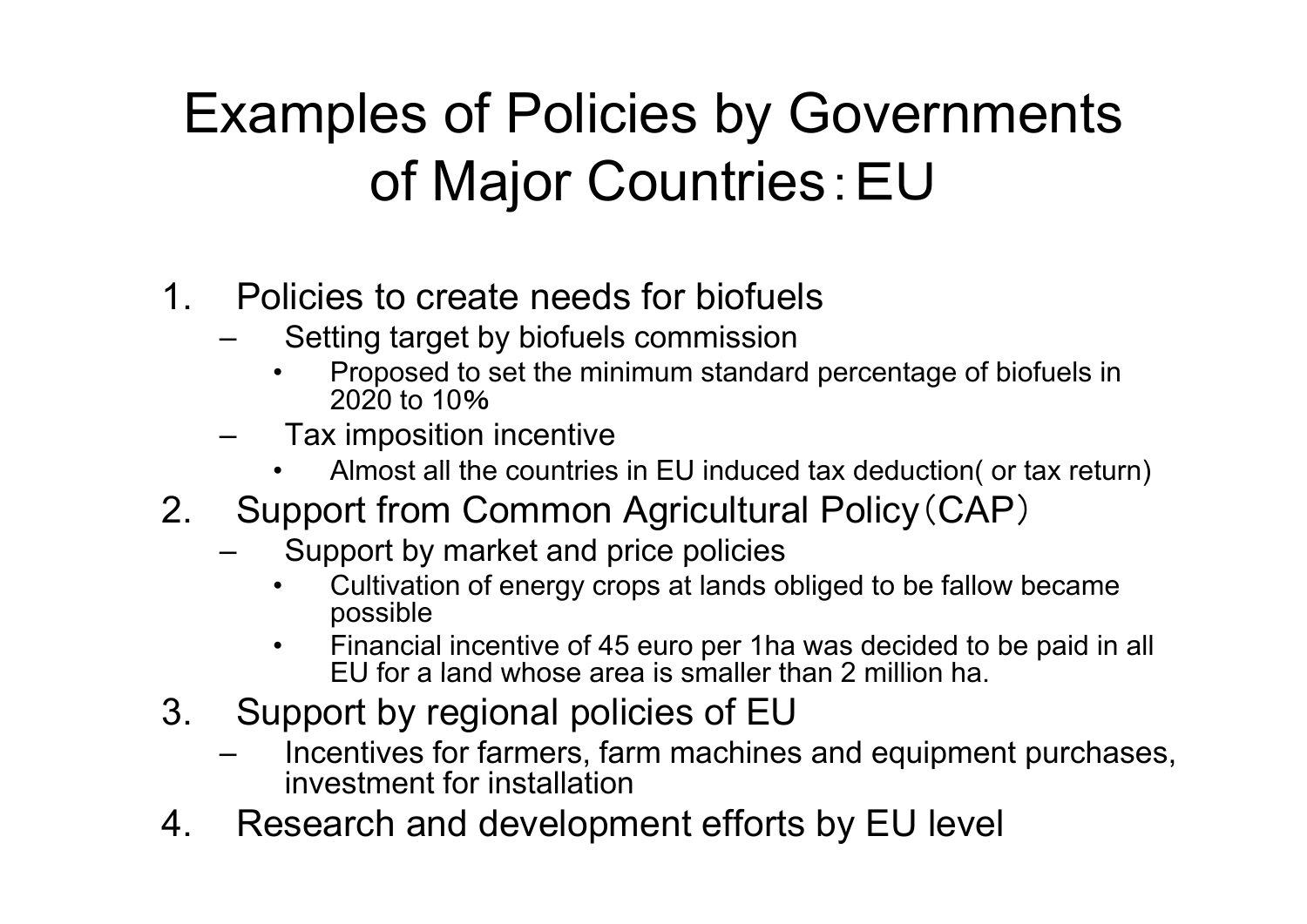# Examples of Policies by Governments of Major Countries：EU

1. Policies to create needs for biofuels
   - Setting target by biofuels commission
     - Proposed to set the minimum standard percentage of biofuels in 2020 to 10%
   - Tax imposition incentive
     - Almost all the countries in EU induced tax deduction( or tax return)
2. Support from Common Agricultural Policy（CAP）
   - Support by market and price policies
     - Cultivation of energy crops at lands obliged to be fallow became possible
     - Financial incentive of 45 euro per 1ha was decided to be paid in all EU for a land whose area is smaller than 2 million ha.
3. Support by regional policies of EU
   - Incentives for farmers, farm machines and equipment purchases, investment for installation
4. Research and development efforts by EU level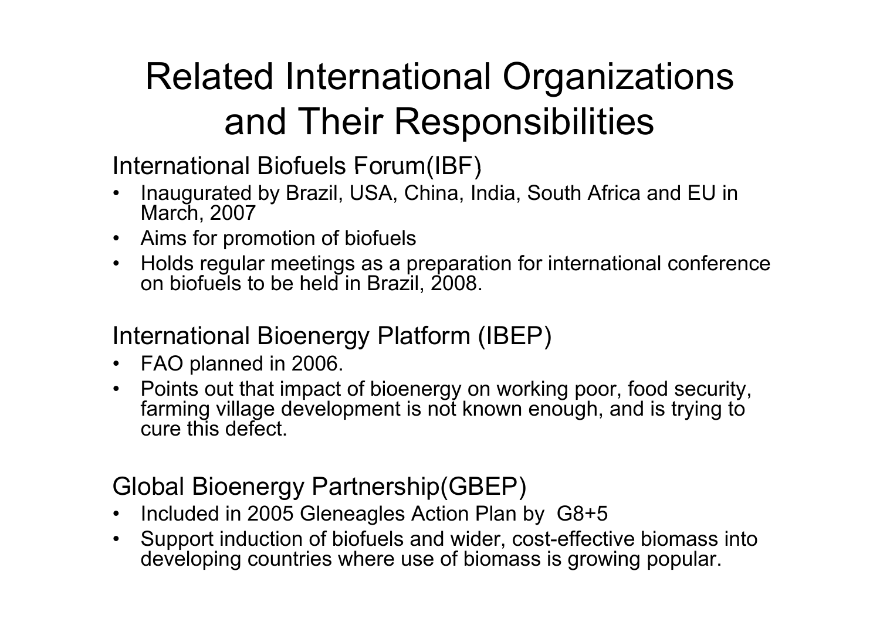# Related International Organizations and Their Responsibilities

## International Biofuels Forum(IBF)

- Inaugurated by Brazil, USA, China, India, South Africa and EU in March, 2007
- Aims for promotion of biofuels
- Holds regular meetings as a preparation for international conference on biofuels to be held in Brazil, 2008.

## International Bioenergy Platform (IBEP)

- FAO planned in 2006.
- Points out that impact of bioenergy on working poor, food security, farming village development is not known enough, and is trying to cure this defect.

## Global Bioenergy Partnership(GBEP)

- Included in 2005 Gleneagles Action Plan by G8+5
- Support induction of biofuels and wider, cost-effective biomass into developing countries where use of biomass is growing popular.